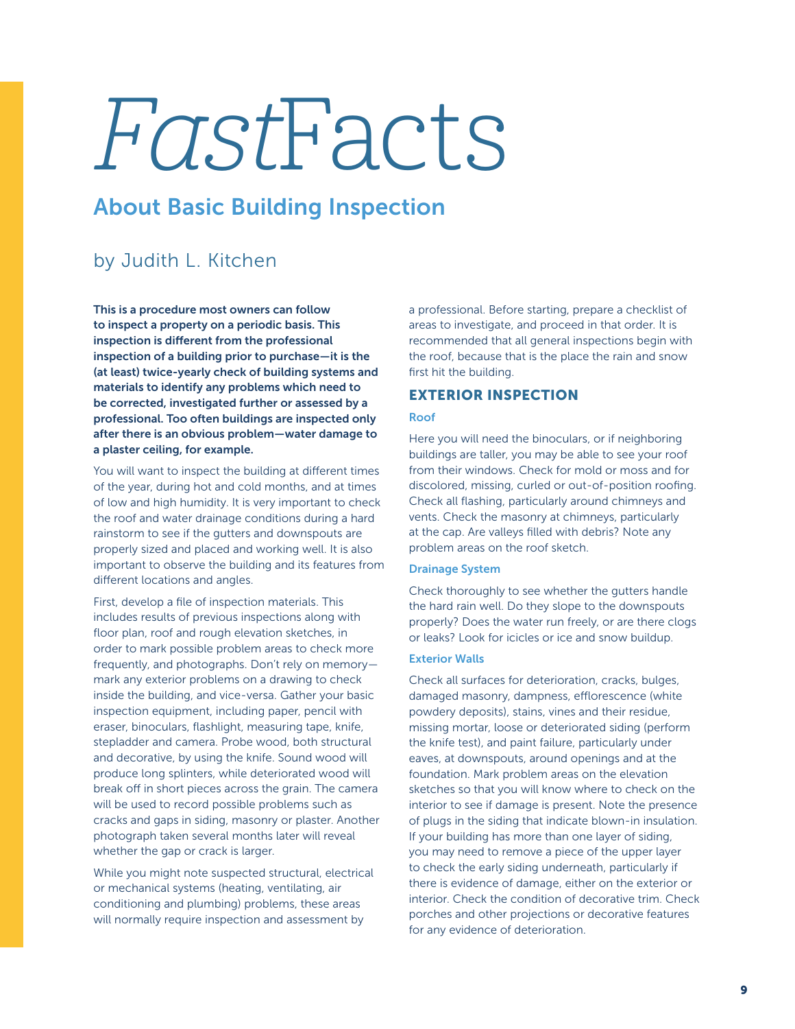# *Fast*Facts

## About Basic Building Inspection

by Judith L. Kitchen

**This is a procedure most owners can follow to inspect a property on a periodic basis. This inspection is different from the professional inspection of a building prior to purchase—it is the (at least) twice-yearly check of building systems and materials to identify any problems which need to be corrected, investigated further or assessed by a professional. Too often buildings are inspected only after there is an obvious problem—water damage to a plaster ceiling, for example.**

You will want to inspect the building at different times of the year, during hot and cold months, and at times of low and high humidity. It is very important to check the roof and water drainage conditions during a hard rainstorm to see if the gutters and downspouts are properly sized and placed and working well. It is also important to observe the building and its features from different locations and angles.

First, develop a file of inspection materials. This includes results of previous inspections along with floor plan, roof and rough elevation sketches, in order to mark possible problem areas to check more frequently, and photographs. Don't rely on memory—mark any exterior problems on a drawing to check inside the building, and vice-versa. Gather your basic inspection equipment, including paper, pencil with eraser, binoculars, flashlight, measuring tape, knife, stepladder and camera. Probe wood, both structural and decorative, by using the knife. Sound wood will produce long splinters, while deteriorated wood will break off in short pieces across the grain. The camera will be used to record possible problems such as cracks and gaps in siding, masonry or plaster. Another photograph taken several months later will reveal whether the gap or crack is larger.

While you might note suspected structural, electrical or mechanical systems (heating, ventilating, air conditioning and plumbing) problems, these areas will normally require inspection and assessment by a professional. Before starting, prepare a checklist of areas to investigate, and proceed in that order. It is recommended that all general inspections begin with the roof, because that is the place the rain and snow first hit the building.

### EXTERIOR INSPECTION

#### Roof

Here you will need the binoculars, or if neighboring buildings are taller, you may be able to see your roof from their windows. Check for mold or moss and for discolored, missing, curled or out-of-position roofing. Check all flashing, particularly around chimneys and vents. Check the masonry at chimneys, particularly at the cap. Are valleys filled with debris? Note any problem areas on the roof sketch.

#### Drainage System

Check thoroughly to see whether the gutters handle the hard rain well. Do they slope to the downspouts properly? Does the water run freely, or are there clogs or leaks? Look for icicles or ice and snow buildup.

#### Exterior Walls

Check all surfaces for deterioration, cracks, bulges, damaged masonry, dampness, efflorescence (white powdery deposits), stains, vines and their residue, missing mortar, loose or deteriorated siding (perform the knife test), and paint failure, particularly under eaves, at downspouts, around openings and at the foundation. Mark problem areas on the elevation sketches so that you will know where to check on the interior to see if damage is present. Note the presence of plugs in the siding that indicate blown-in insulation. If your building has more than one layer of siding, you may need to remove a piece of the upper layer to check the early siding underneath, particularly if there is evidence of damage, either on the exterior or interior. Check the condition of decorative trim. Check porches and other projections or decorative features for any evidence of deterioration.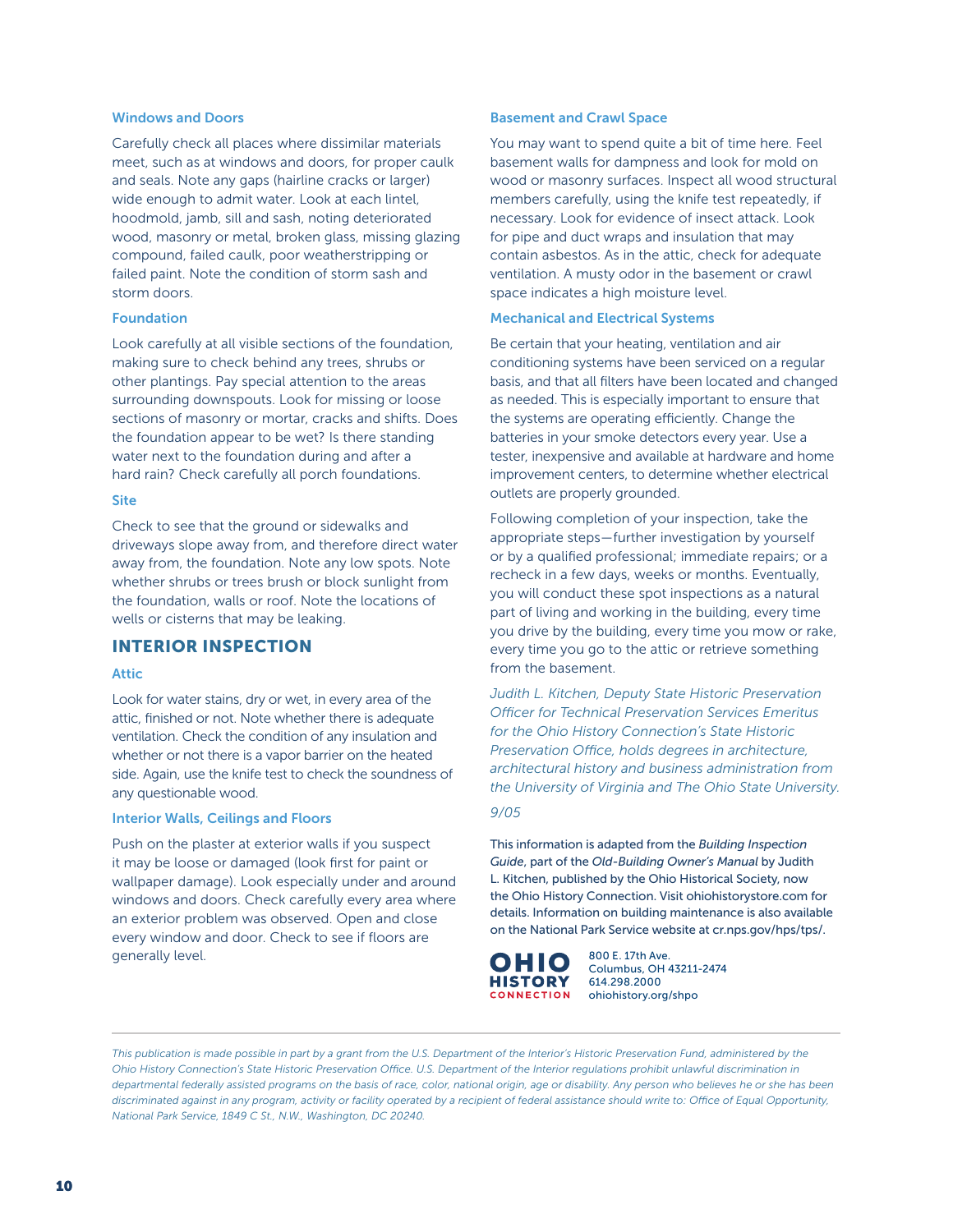### Windows and Doors

Carefully check all places where dissimilar materials meet, such as at windows and doors, for proper caulk and seals. Note any gaps (hairline cracks or larger) wide enough to admit water. Look at each lintel, hoodmold, jamb, sill and sash, noting deteriorated wood, masonry or metal, broken glass, missing glazing compound, failed caulk, poor weatherstripping or failed paint. Note the condition of storm sash and storm doors.

### Foundation

Look carefully at all visible sections of the foundation, making sure to check behind any trees, shrubs or other plantings. Pay special attention to the areas surrounding downspouts. Look for missing or loose sections of masonry or mortar, cracks and shifts. Does the foundation appear to be wet? Is there standing water next to the foundation during and after a hard rain? Check carefully all porch foundations.

### Site

Check to see that the ground or sidewalks and driveways slope away from, and therefore direct water away from, the foundation. Note any low spots. Note whether shrubs or trees brush or block sunlight from the foundation, walls or roof. Note the locations of wells or cisterns that may be leaking.

## INTERIOR INSPECTION

### Attic

Look for water stains, dry or wet, in every area of the attic, finished or not. Note whether there is adequate ventilation. Check the condition of any insulation and whether or not there is a vapor barrier on the heated side. Again, use the knife test to check the soundness of any questionable wood.

### Interior Walls, Ceilings and Floors

Push on the plaster at exterior walls if you suspect it may be loose or damaged (look first for paint or wallpaper damage). Look especially under and around windows and doors. Check carefully every area where an exterior problem was observed. Open and close every window and door. Check to see if floors are generally level.

### Basement and Crawl Space

You may want to spend quite a bit of time here. Feel basement walls for dampness and look for mold on wood or masonry surfaces. Inspect all wood structural members carefully, using the knife test repeatedly, if necessary. Look for evidence of insect attack. Look for pipe and duct wraps and insulation that may contain asbestos. As in the attic, check for adequate ventilation. A musty odor in the basement or crawl space indicates a high moisture level.

### Mechanical and Electrical Systems

Be certain that your heating, ventilation and air conditioning systems have been serviced on a regular basis, and that all filters have been located and changed as needed. This is especially important to ensure that the systems are operating efficiently. Change the batteries in your smoke detectors every year. Use a tester, inexpensive and available at hardware and home improvement centers, to determine whether electrical outlets are properly grounded.

Following completion of your inspection, take the appropriate steps—further investigation by yourself or by a qualified professional; immediate repairs; or a recheck in a few days, weeks or months. Eventually, you will conduct these spot inspections as a natural part of living and working in the building, every time you drive by the building, every time you mow or rake, every time you go to the attic or retrieve something from the basement.

*Judith L. Kitchen, Deputy State Historic Preservation Officer for Technical Preservation Services Emeritus for the Ohio History Connection's State Historic Preservation Office, holds degrees in architecture, architectural history and business administration from the University of Virginia and The Ohio State University.*

*9/05*

This information is adapted from the *Building Inspection Guide*, part of the *Old-Building Owner's Manual* by Judith L. Kitchen, published by the Ohio Historical Society, now the Ohio History Connection. Visit ohiohistorystore.com for details. Information on building maintenance is also available on the National Park Service website at cr.nps.gov/hps/tps/.

**OHIO HISTORY CONNECTION**

800 E. 17th Ave.
Columbus, OH 43211-2474
614.298.2000
ohiohistory.org/shpo

*This publication is made possible in part by a grant from the U.S. Department of the Interior's Historic Preservation Fund, administered by the Ohio History Connection's State Historic Preservation Office. U.S. Department of the Interior regulations prohibit unlawful discrimination in departmental federally assisted programs on the basis of race, color, national origin, age or disability. Any person who believes he or she has been discriminated against in any program, activity or facility operated by a recipient of federal assistance should write to: Office of Equal Opportunity, National Park Service, 1849 C St., N.W., Washington, DC 20240.*